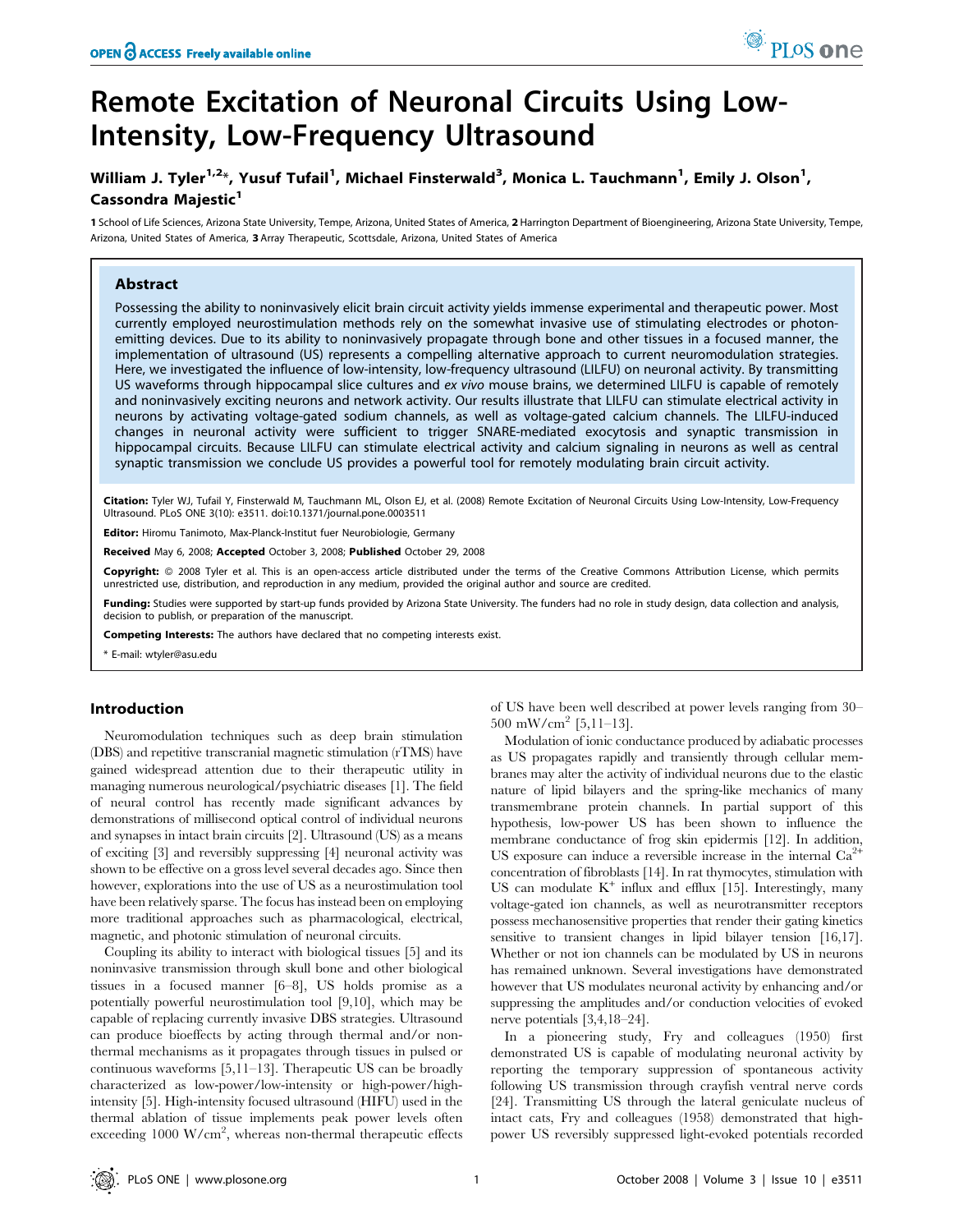# Remote Excitation of Neuronal Circuits Using Low-Intensity, Low-Frequency Ultrasound

**William J. Tyler[1,2]*, Yusuf Tufail[1], Michael Finsterwald[3], Monica L. Tauchmann[1], Emily J. Olson[1], Cassondra Majestic[1]**

**1** School of Life Sciences, Arizona State University, Tempe, Arizona, United States of America, **2** Harrington Department of Bioengineering, Arizona State University, Tempe, Arizona, United States of America, **3** Array Therapeutic, Scottsdale, Arizona, United States of America

## Abstract

Possessing the ability to noninvasively elicit brain circuit activity yields immense experimental and therapeutic power. Most currently employed neurostimulation methods rely on the somewhat invasive use of stimulating electrodes or photon-emitting devices. Due to its ability to noninvasively propagate through bone and other tissues in a focused manner, the implementation of ultrasound (US) represents a compelling alternative approach to current neuromodulation strategies. Here, we investigated the influence of low-intensity, low-frequency ultrasound (LILFU) on neuronal activity. By transmitting US waveforms through hippocampal slice cultures and *ex vivo* mouse brains, we determined LILFU is capable of remotely and noninvasively exciting neurons and network activity. Our results illustrate that LILFU can stimulate electrical activity in neurons by activating voltage-gated sodium channels, as well as voltage-gated calcium channels. The LILFU-induced changes in neuronal activity were sufficient to trigger SNARE-mediated exocytosis and synaptic transmission in hippocampal circuits. Because LILFU can stimulate electrical activity and calcium signaling in neurons as well as central synaptic transmission we conclude US provides a powerful tool for remotely modulating brain circuit activity.

**Citation:** Tyler WJ, Tufail Y, Finsterwald M, Tauchmann ML, Olson EJ, et al. (2008) Remote Excitation of Neuronal Circuits Using Low-Intensity, Low-Frequency Ultrasound. PLoS ONE 3(10): e3511. doi:10.1371/journal.pone.0003511

**Editor:** Hiromu Tanimoto, Max-Planck-Institut fuer Neurobiologie, Germany

**Received** May 6, 2008; **Accepted** October 3, 2008; **Published** October 29, 2008

**Copyright:** © 2008 Tyler et al. This is an open-access article distributed under the terms of the Creative Commons Attribution License, which permits unrestricted use, distribution, and reproduction in any medium, provided the original author and source are credited.

**Funding:** Studies were supported by start-up funds provided by Arizona State University. The funders had no role in study design, data collection and analysis, decision to publish, or preparation of the manuscript.

**Competing Interests:** The authors have declared that no competing interests exist.

\* E-mail: wtyler@asu.edu

## Introduction

Neuromodulation techniques such as deep brain stimulation (DBS) and repetitive transcranial magnetic stimulation (rTMS) have gained widespread attention due to their therapeutic utility in managing numerous neurological/psychiatric diseases [1]. The field of neural control has recently made significant advances by demonstrations of millisecond optical control of individual neurons and synapses in intact brain circuits [2]. Ultrasound (US) as a means of exciting [3] and reversibly suppressing [4] neuronal activity was shown to be effective on a gross level several decades ago. Since then however, explorations into the use of US as a neurostimulation tool have been relatively sparse. The focus has instead been on employing more traditional approaches such as pharmacological, electrical, magnetic, and photonic stimulation of neuronal circuits.

Coupling its ability to interact with biological tissues [5] and its noninvasive transmission through skull bone and other biological tissues in a focused manner [6–8], US holds promise as a potentially powerful neurostimulation tool [9,10], which may be capable of replacing currently invasive DBS strategies. Ultrasound can produce bioeffects by acting through thermal and/or non-thermal mechanisms as it propagates through tissues in pulsed or continuous waveforms [5,11–13]. Therapeutic US can be broadly characterized as low-power/low-intensity or high-power/high-intensity [5]. High-intensity focused ultrasound (HIFU) used in the thermal ablation of tissue implements peak power levels often exceeding 1000 $W/cm^2$, whereas non-thermal therapeutic effects of US have been well described at power levels ranging from 30–500 $mW/cm^2$ [5,11–13].

Modulation of ionic conductance produced by adiabatic processes as US propagates rapidly and transiently through cellular membranes may alter the activity of individual neurons due to the elastic nature of lipid bilayers and the spring-like mechanics of many transmembrane protein channels. In partial support of this hypothesis, low-power US has been shown to influence the membrane conductance of frog skin epidermis [12]. In addition, US exposure can induce a reversible increase in the internal $Ca^{2+}$ concentration of fibroblasts [14]. In rat thymocytes, stimulation with US can modulate $K^+$ influx and efflux [15]. Interestingly, many voltage-gated ion channels, as well as neurotransmitter receptors possess mechanosensitive properties that render their gating kinetics sensitive to transient changes in lipid bilayer tension [16,17]. Whether or not ion channels can be modulated by US in neurons has remained unknown. Several investigations have demonstrated however that US modulates neuronal activity by enhancing and/or suppressing the amplitudes and/or conduction velocities of evoked nerve potentials [3,4,18–24].

In a pioneering study, Fry and colleagues (1950) first demonstrated US is capable of modulating neuronal activity by reporting the temporary suppression of spontaneous activity following US transmission through crayfish ventral nerve cords [24]. Transmitting US through the lateral geniculate nucleus of intact cats, Fry and colleagues (1958) demonstrated that high-power US reversibly suppressed light-evoked potentials recorded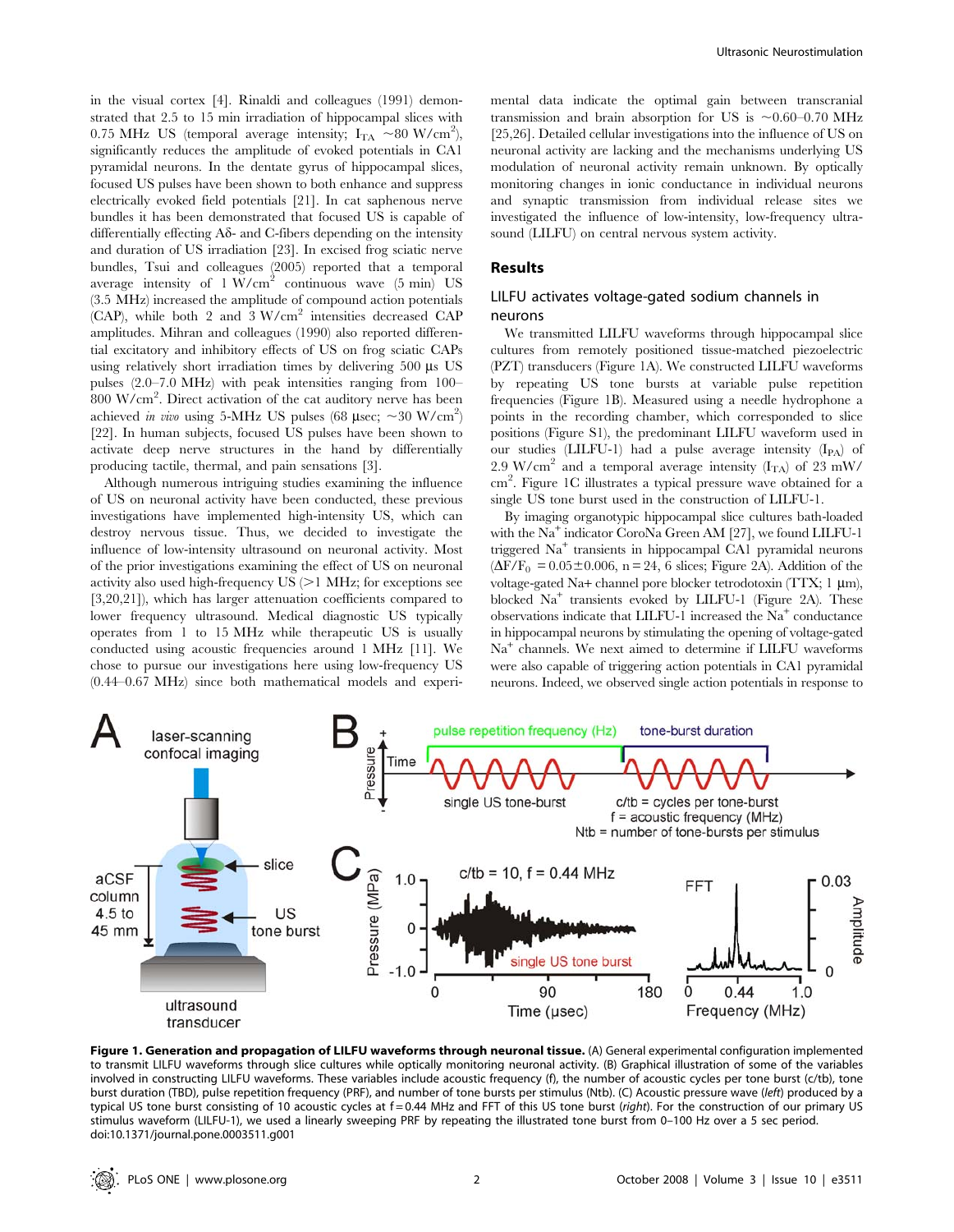in the visual cortex [4]. Rinaldi and colleagues (1991) demonstrated that 2.5 to 15 min irradiation of hippocampal slices with 0.75 MHz US (temporal average intensity; $I_{TA}$ ~80 W/cm$^2$), significantly reduces the amplitude of evoked potentials in CA1 pyramidal neurons. In the dentate gyrus of hippocampal slices, focused US pulses have been shown to both enhance and suppress electrically evoked field potentials [21]. In cat saphenous nerve bundles it has been demonstrated that focused US is capable of differentially effecting Aδ- and C-fibers depending on the intensity and duration of US irradiation [23]. In excised frog sciatic nerve bundles, Tsui and colleagues (2005) reported that a temporal average intensity of 1 W/cm$^2$ continuous wave (5 min) US (3.5 MHz) increased the amplitude of compound action potentials (CAP), while both 2 and 3 W/cm$^2$ intensities decreased CAP amplitudes. Mihran and colleagues (1990) also reported differential excitatory and inhibitory effects of US on frog sciatic CAPs using relatively short irradiation times by delivering 500 μs US pulses (2.0–7.0 MHz) with peak intensities ranging from 100–800 W/cm$^2$. Direct activation of the cat auditory nerve has been achieved *in vivo* using 5-MHz US pulses (68 μsec; ~30 W/cm$^2$) [22]. In human subjects, focused US pulses have been shown to activate deep nerve structures in the hand by differentially producing tactile, thermal, and pain sensations [3].

Although numerous intriguing studies examining the influence of US on neuronal activity have been conducted, these previous investigations have implemented high-intensity US, which can destroy nervous tissue. Thus, we decided to investigate the influence of low-intensity ultrasound on neuronal activity. Most of the prior investigations examining the effect of US on neuronal activity also used high-frequency US (>1 MHz; for exceptions see [3,20,21]), which has larger attenuation coefficients compared to lower frequency ultrasound. Medical diagnostic US typically operates from 1 to 15 MHz while therapeutic US is usually conducted using acoustic frequencies around 1 MHz [11]. We chose to pursue our investigations here using low-frequency US (0.44–0.67 MHz) since both mathematical models and experimental data indicate the optimal gain between transcranial transmission and brain absorption for US is ~0.60–0.70 MHz [25,26]. Detailed cellular investigations into the influence of US on neuronal activity are lacking and the mechanisms underlying US modulation of neuronal activity remain unknown. By optically monitoring changes in ionic conductance in individual neurons and synaptic transmission from individual release sites we investigated the influence of low-intensity, low-frequency ultrasound (LILFU) on central nervous system activity.

## Results

### LILFU activates voltage-gated sodium channels in neurons

We transmitted LILFU waveforms through hippocampal slice cultures from remotely positioned tissue-matched piezoelectric (PZT) transducers (Figure 1A). We constructed LILFU waveforms by repeating US tone bursts at variable pulse repetition frequencies (Figure 1B). Measured using a needle hydrophone a points in the recording chamber, which corresponded to slice positions (Figure S1), the predominant LILFU waveform used in our studies (LILFU-1) had a pulse average intensity ($I_{PA}$) of 2.9 W/cm$^2$ and a temporal average intensity ($I_{TA}$) of 23 mW/cm$^2$. Figure 1C illustrates a typical pressure wave obtained for a single US tone burst used in the construction of LILFU-1.

By imaging organotypic hippocampal slice cultures bath-loaded with the $Na^+$ indicator CoroNa Green AM [27], we found LILFU-1 triggered $Na^+$ transients in hippocampal CA1 pyramidal neurons ($\Delta F/F_0$ = 0.05±0.006, n = 24, 6 slices; Figure 2A). Addition of the voltage-gated Na+ channel pore blocker tetrodotoxin (TTX; 1 μm), blocked $Na^+$ transients evoked by LILFU-1 (Figure 2A). These observations indicate that LILFU-1 increased the $Na^+$ conductance in hippocampal neurons by stimulating the opening of voltage-gated $Na^+$ channels. We next aimed to determine if LILFU waveforms were also capable of triggering action potentials in CA1 pyramidal neurons. Indeed, we observed single action potentials in response to

**Figure 1. Generation and propagation of LILFU waveforms through neuronal tissue.** (A) General experimental configuration implemented to transmit LILFU waveforms through slice cultures while optically monitoring neuronal activity. (B) Graphical illustration of some of the variables involved in constructing LILFU waveforms. These variables include acoustic frequency (f), the number of acoustic cycles per tone burst (c/tb), tone burst duration (TBD), pulse repetition frequency (PRF), and number of tone bursts per stimulus (Ntb). (C) Acoustic pressure wave (*left*) produced by a typical US tone burst consisting of 10 acoustic cycles at f = 0.44 MHz and FFT of this US tone burst (*right*). For the construction of our primary US stimulus waveform (LILFU-1), we used a linearly sweeping PRF by repeating the illustrated tone burst from 0–100 Hz over a 5 sec period.
doi:10.1371/journal.pone.0003511.g001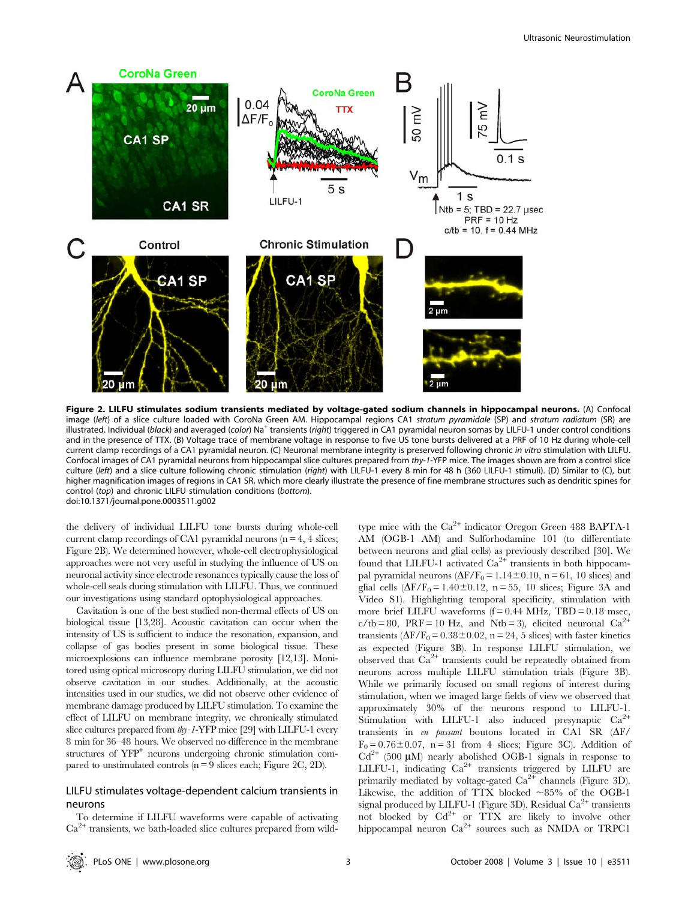**Figure 2. LILFU stimulates sodium transients mediated by voltage-gated sodium channels in hippocampal neurons.** (A) Confocal image (*left*) of a slice culture loaded with CoroNa Green AM. Hippocampal regions CA1 *stratum pyramidale* (SP) and *stratum radiatum* (SR) are illustrated. Individual (*black*) and averaged (*color*) $Na^+$ transients (*right*) triggered in CA1 pyramidal neuron somas by LILFU-1 under control conditions and in the presence of TTX. (B) Voltage trace of membrane voltage in response to five US tone bursts delivered at a PRF of 10 Hz during whole-cell current clamp recordings of a CA1 pyramidal neuron. (C) Neuronal membrane integrity is preserved following chronic *in vitro* stimulation with LILFU. Confocal images of CA1 pyramidal neurons from hippocampal slice cultures prepared from *thy-1*-YFP mice. The images shown are from a control slice culture (*left*) and a slice culture following chronic stimulation (*right*) with LILFU-1 every 8 min for 48 h (360 LILFU-1 stimuli). (D) Similar to (C), but higher magnification images of regions in CA1 SR, which more clearly illustrate the presence of fine membrane structures such as dendritic spines for control (*top*) and chronic LILFU stimulation conditions (*bottom*).
doi:10.1371/journal.pone.0003511.g002

the delivery of individual LILFU tone bursts during whole-cell current clamp recordings of CA1 pyramidal neurons (n = 4, 4 slices; Figure 2B). We determined however, whole-cell electrophysiological approaches were not very useful in studying the influence of US on neuronal activity since electrode resonances typically cause the loss of whole-cell seals during stimulation with LILFU. Thus, we continued our investigations using standard optophysiological approaches.

Cavitation is one of the best studied non-thermal effects of US on biological tissue [13,28]. Acoustic cavitation can occur when the intensity of US is sufficient to induce the resonation, expansion, and collapse of gas bodies present in some biological tissue. These microexplosions can influence membrane porosity [12,13]. Monitored using optical microscopy during LILFU stimulation, we did not observe cavitation in our studies. Additionally, at the acoustic intensities used in our studies, we did not observe other evidence of membrane damage produced by LILFU stimulation. To examine the effect of LILFU on membrane integrity, we chronically stimulated slice cultures prepared from *thy-1*-YFP mice [29] with LILFU-1 every 8 min for 36–48 hours. We observed no difference in the membrane structures of $YFP^+$ neurons undergoing chronic stimulation compared to unstimulated controls (n = 9 slices each; Figure 2C, 2D).

## LILFU stimulates voltage-dependent calcium transients in neurons

To determine if LILFU waveforms were capable of activating $Ca^{2+}$ transients, we bath-loaded slice cultures prepared from wild-type mice with the $Ca^{2+}$ indicator Oregon Green 488 BAPTA-1 AM (OGB-1 AM) and Sulforhodamine 101 (to differentiate between neurons and glial cells) as previously described [30]. We found that LILFU-1 activated $Ca^{2+}$ transients in both hippocampal pyramidal neurons ($\Delta F/F_0 = 1.14 \pm 0.10$, n = 61, 10 slices) and glial cells ($\Delta F/F_0 = 1.40 \pm 0.12$, n = 55, 10 slices; Figure 3A and Video S1). Highlighting temporal specificity, stimulation with more brief LILFU waveforms (f = 0.44 MHz, TBD = 0.18 msec, c/tb = 80, PRF = 10 Hz, and Ntb = 3), elicited neuronal $Ca^{2+}$ transients ($\Delta F/F_0 = 0.38 \pm 0.02$, n = 24, 5 slices) with faster kinetics as expected (Figure 3B). In response LILFU stimulation, we observed that $Ca^{2+}$ transients could be repeatedly obtained from neurons across multiple LILFU stimulation trials (Figure 3B). While we primarily focused on small regions of interest during stimulation, when we imaged large fields of view we observed that approximately 30% of the neurons respond to LILFU-1. Stimulation with LILFU-1 also induced presynaptic $Ca^{2+}$ transients in *en passant* boutons located in CA1 SR ($\Delta F/F_0 = 0.76 \pm 0.07$, n = 31 from 4 slices; Figure 3C). Addition of $Cd^{2+}$ (500 µM) nearly abolished OGB-1 signals in response to LILFU-1, indicating $Ca^{2+}$ transients triggered by LILFU are primarily mediated by voltage-gated $Ca^{2+}$ channels (Figure 3D). Likewise, the addition of TTX blocked ~85% of the OGB-1 signal produced by LILFU-1 (Figure 3D). Residual $Ca^{2+}$ transients not blocked by $Cd^{2+}$ or TTX are likely to involve other hippocampal neuron $Ca^{2+}$ sources such as NMDA or TRPC1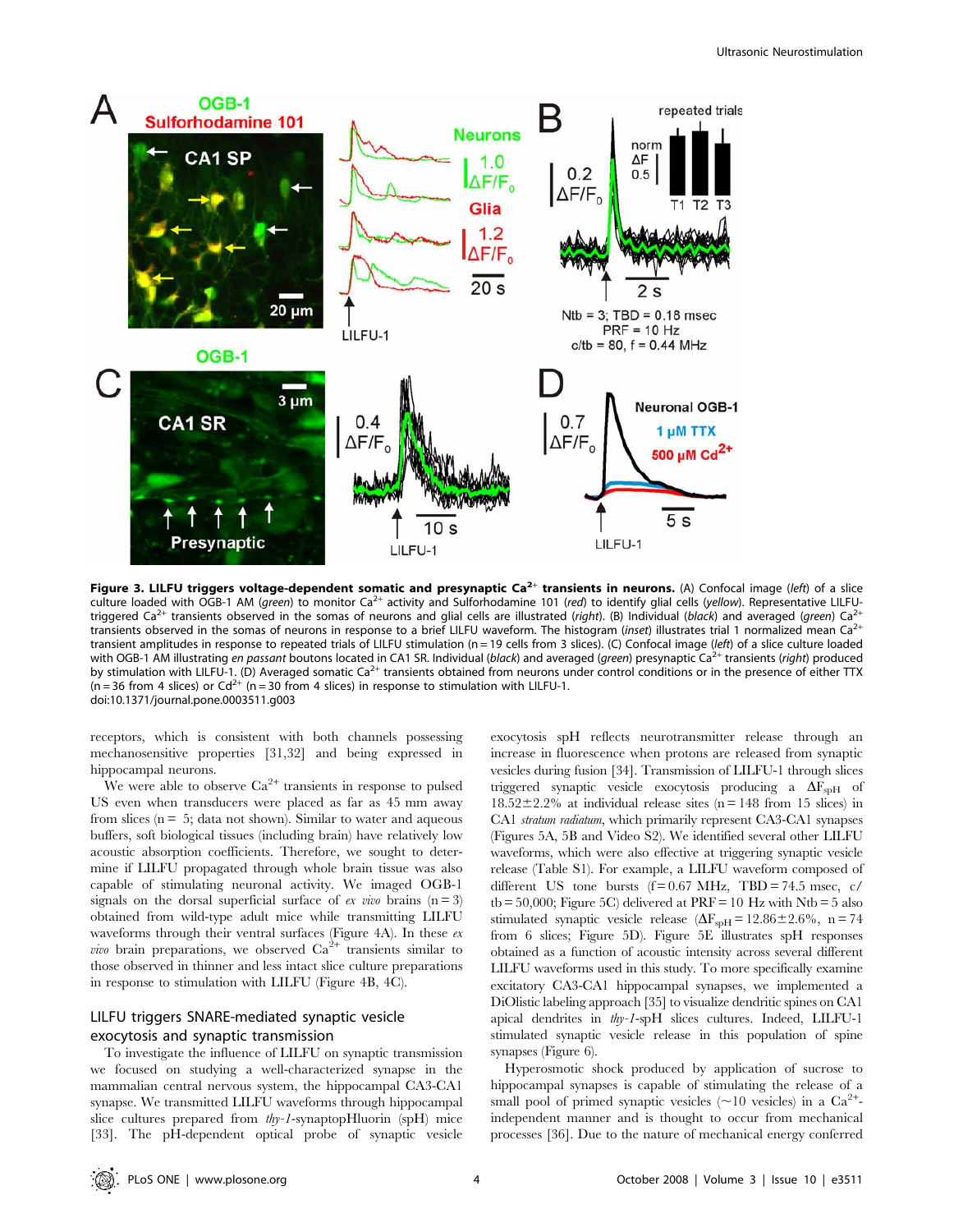**Figure 3. LILFU triggers voltage-dependent somatic and presynaptic $Ca^{2+}$ transients in neurons.** (A) Confocal image (*left*) of a slice culture loaded with OGB-1 AM (*green*) to monitor $Ca^{2+}$ activity and Sulforhodamine 101 (*red*) to identify glial cells (*yellow*). Representative LILFU-triggered $Ca^{2+}$ transients observed in the somas of neurons and glial cells are illustrated (*right*). (B) Individual (*black*) and averaged (*green*) $Ca^{2+}$ transients observed in the somas of neurons in response to a brief LILFU waveform. The histogram (*inset*) illustrates trial 1 normalized mean $Ca^{2+}$ transient amplitudes in response to repeated trials of LILFU stimulation (n = 19 cells from 3 slices). (C) Confocal image (*left*) of a slice culture loaded with OGB-1 AM illustrating *en passant* boutons located in CA1 SR. Individual (*black*) and averaged (*green*) presynaptic $Ca^{2+}$ transients (*right*) produced by stimulation with LILFU-1. (D) Averaged somatic $Ca^{2+}$ transients obtained from neurons under control conditions or in the presence of either TTX (n = 36 from 4 slices) or $Cd^{2+}$ (n = 30 from 4 slices) in response to stimulation with LILFU-1.
doi:10.1371/journal.pone.0003511.g003

receptors, which is consistent with both channels possessing mechanosensitive properties [31,32] and being expressed in hippocampal neurons.

We were able to observe $Ca^{2+}$ transients in response to pulsed US even when transducers were placed as far as 45 mm away from slices (n = 5; data not shown). Similar to water and aqueous buffers, soft biological tissues (including brain) have relatively low acoustic absorption coefficients. Therefore, we sought to determine if LILFU propagated through whole brain tissue was also capable of stimulating neuronal activity. We imaged OGB-1 signals on the dorsal superficial surface of *ex vivo* brains (n = 3) obtained from wild-type adult mice while transmitting LILFU waveforms through their ventral surfaces (Figure 4A). In these *ex vivo* brain preparations, we observed $Ca^{2+}$ transients similar to those observed in thinner and less intact slice culture preparations in response to stimulation with LILFU (Figure 4B, 4C).

## LILFU triggers SNARE-mediated synaptic vesicle exocytosis and synaptic transmission

To investigate the influence of LILFU on synaptic transmission we focused on studying a well-characterized synapse in the mammalian central nervous system, the hippocampal CA3-CA1 synapse. We transmitted LILFU waveforms through hippocampal slice cultures prepared from *thy-1*-synaptopHluorin (spH) mice [33]. The pH-dependent optical probe of synaptic vesicle exocytosis spH reflects neurotransmitter release through an increase in fluorescence when protons are released from synaptic vesicles during fusion [34]. Transmission of LILFU-1 through slices triggered synaptic vesicle exocytosis producing a $\Delta F_{spH}$ of 18.52±2.2% at individual release sites (n = 148 from 15 slices) in CA1 *stratum radiatum*, which primarily represent CA3-CA1 synapses (Figures 5A, 5B and Video S2). We identified several other LILFU waveforms, which were also effective at triggering synaptic vesicle release (Table S1). For example, a LILFU waveform composed of different US tone bursts (f = 0.67 MHz, TBD = 74.5 msec, c/tb = 50,000; Figure 5C) delivered at PRF = 10 Hz with Ntb = 5 also stimulated synaptic vesicle release ($\Delta F_{spH}$ = 12.86±2.6%, n = 74 from 6 slices; Figure 5D). Figure 5E illustrates spH responses obtained as a function of acoustic intensity across several different LILFU waveforms used in this study. To more specifically examine excitatory CA3-CA1 hippocampal synapses, we implemented a DiOlistic labeling approach [35] to visualize dendritic spines on CA1 apical dendrites in *thy-1*-spH slices cultures. Indeed, LILFU-1 stimulated synaptic vesicle release in this population of spine synapses (Figure 6).

Hyperosmotic shock produced by application of sucrose to hippocampal synapses is capable of stimulating the release of a small pool of primed synaptic vesicles (~10 vesicles) in a $Ca^{2+}$-independent manner and is thought to occur from mechanical processes [36]. Due to the nature of mechanical energy conferred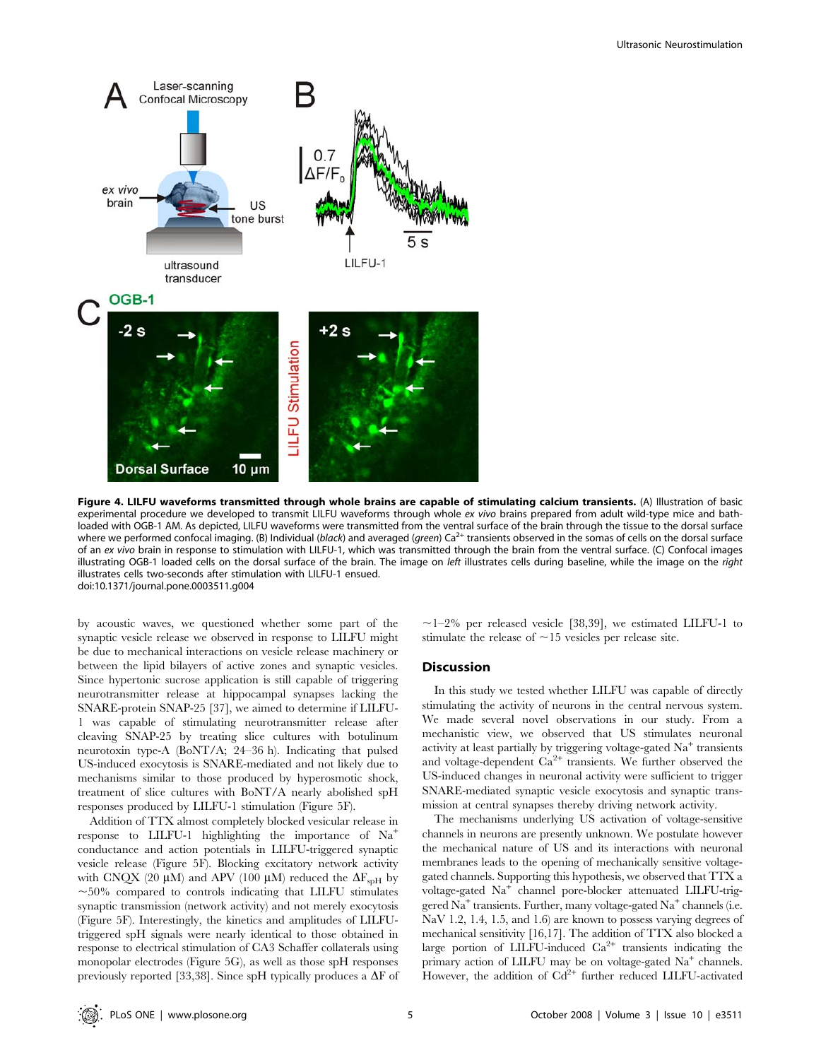**Figure 4. LILFU waveforms transmitted through whole brains are capable of stimulating calcium transients.** (A) Illustration of basic experimental procedure we developed to transmit LILFU waveforms through whole *ex vivo* brains prepared from adult wild-type mice and bath-loaded with OGB-1 AM. As depicted, LILFU waveforms were transmitted from the ventral surface of the brain through the tissue to the dorsal surface where we performed confocal imaging. (B) Individual (*black*) and averaged (*green*) $Ca^{2+}$ transients observed in the somas of cells on the dorsal surface of an *ex vivo* brain in response to stimulation with LILFU-1, which was transmitted through the brain from the ventral surface. (C) Confocal images illustrating OGB-1 loaded cells on the dorsal surface of the brain. The image on *left* illustrates cells during baseline, while the image on the *right* illustrates cells two-seconds after stimulation with LILFU-1 ensued.
doi:10.1371/journal.pone.0003511.g004

by acoustic waves, we questioned whether some part of the synaptic vesicle release we observed in response to LILFU might be due to mechanical interactions on vesicle release machinery or between the lipid bilayers of active zones and synaptic vesicles. Since hypertonic sucrose application is still capable of triggering neurotransmitter release at hippocampal synapses lacking the SNARE-protein SNAP-25 [37], we aimed to determine if LILFU-1 was capable of stimulating neurotransmitter release after cleaving SNAP-25 by treating slice cultures with botulinum neurotoxin type-A (BoNT/A; 24–36 h). Indicating that pulsed US-induced exocytosis is SNARE-mediated and not likely due to mechanisms similar to those produced by hyperosmotic shock, treatment of slice cultures with BoNT/A nearly abolished spH responses produced by LILFU-1 stimulation (Figure 5F).

Addition of TTX almost completely blocked vesicular release in response to LILFU-1 highlighting the importance of $Na^+$ conductance and action potentials in LILFU-triggered synaptic vesicle release (Figure 5F). Blocking excitatory network activity with CNQX (20 μM) and APV (100 μM) reduced the $\Delta F_{spH}$ by ~50% compared to controls indicating that LILFU stimulates synaptic transmission (network activity) and not merely exocytosis (Figure 5F). Interestingly, the kinetics and amplitudes of LILFU-triggered spH signals were nearly identical to those obtained in response to electrical stimulation of CA3 Schaffer collaterals using monopolar electrodes (Figure 5G), as well as those spH responses previously reported [33,38]. Since spH typically produces a ΔF of ~1–2% per released vesicle [38,39], we estimated LILFU-1 to stimulate the release of ~15 vesicles per release site.

## Discussion

In this study we tested whether LILFU was capable of directly stimulating the activity of neurons in the central nervous system. We made several novel observations in our study. From a mechanistic view, we observed that US stimulates neuronal activity at least partially by triggering voltage-gated $Na^+$ transients and voltage-dependent $Ca^{2+}$ transients. We further observed the US-induced changes in neuronal activity were sufficient to trigger SNARE-mediated synaptic vesicle exocytosis and synaptic transmission at central synapses thereby driving network activity.

The mechanisms underlying US activation of voltage-sensitive channels in neurons are presently unknown. We postulate however the mechanical nature of US and its interactions with neuronal membranes leads to the opening of mechanically sensitive voltage-gated channels. Supporting this hypothesis, we observed that TTX a voltage-gated $Na^+$ channel pore-blocker attenuated LILFU-triggered $Na^+$ transients. Further, many voltage-gated $Na^+$ channels (i.e. NaV 1.2, 1.4, 1.5, and 1.6) are known to possess varying degrees of mechanical sensitivity [16,17]. The addition of TTX also blocked a large portion of LILFU-induced $Ca^{2+}$ transients indicating the primary action of LILFU may be on voltage-gated $Na^+$ channels. However, the addition of $Cd^{2+}$ further reduced LILFU-activated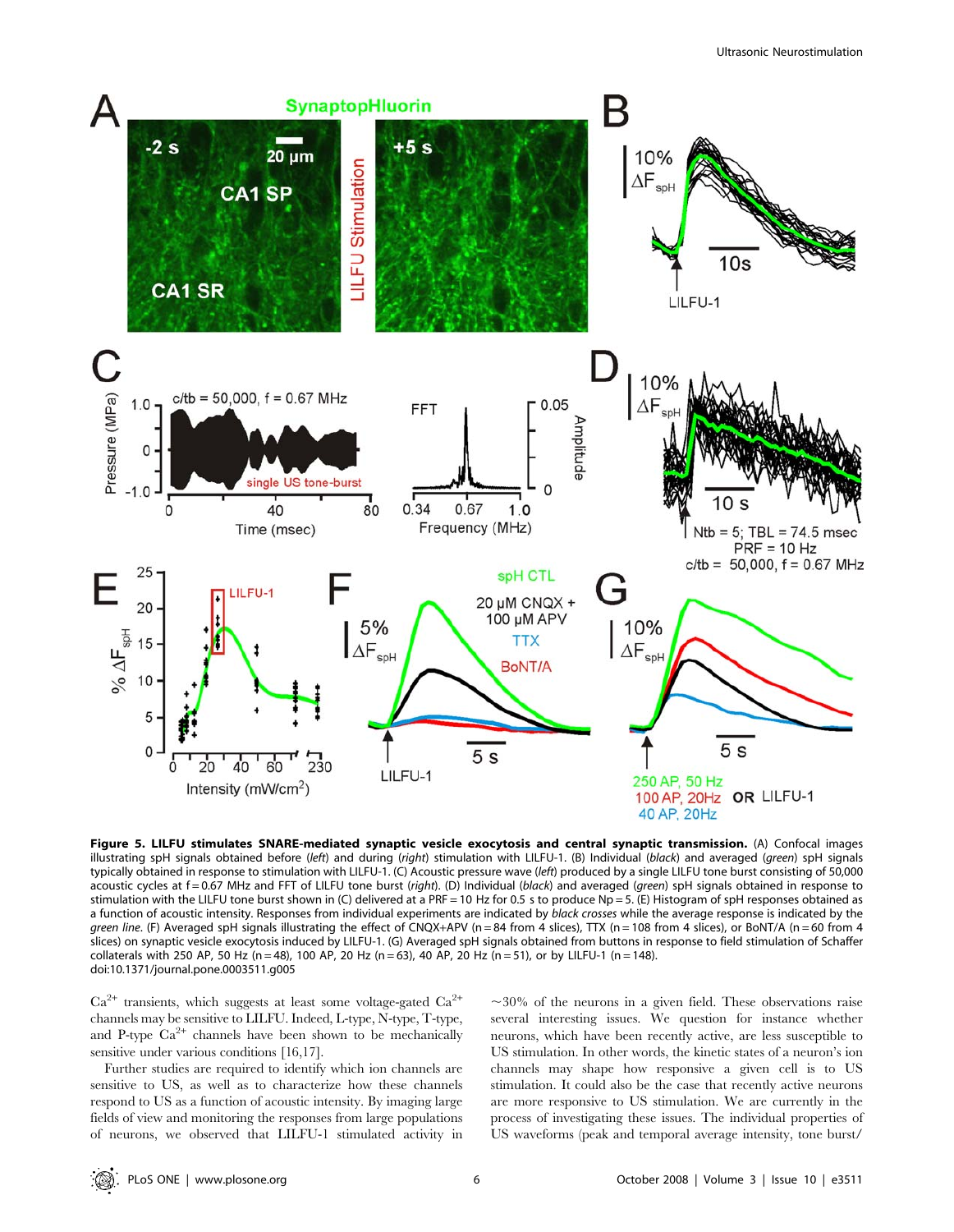**Figure 5. LILFU stimulates SNARE-mediated synaptic vesicle exocytosis and central synaptic transmission.** (A) Confocal images illustrating spH signals obtained before (*left*) and during (*right*) stimulation with LILFU-1. (B) Individual (*black*) and averaged (*green*) spH signals typically obtained in response to stimulation with LILFU-1. (C) Acoustic pressure wave (*left*) produced by a single LILFU tone burst consisting of 50,000 acoustic cycles at f = 0.67 MHz and FFT of LILFU tone burst (*right*). (D) Individual (*black*) and averaged (*green*) spH signals obtained in response to stimulation with the LILFU tone burst shown in (C) delivered at a PRF = 10 Hz for 0.5 s to produce Np = 5. (E) Histogram of spH responses obtained as a function of acoustic intensity. Responses from individual experiments are indicated by *black crosses* while the average response is indicated by the *green line*. (F) Averaged spH signals illustrating the effect of CNQX+APV (n = 84 from 4 slices), TTX (n = 108 from 4 slices), or BoNT/A (n = 60 from 4 slices) on synaptic vesicle exocytosis induced by LILFU-1. (G) Averaged spH signals obtained from buttons in response to field stimulation of Schaffer collaterals with 250 AP, 50 Hz (n = 48), 100 AP, 20 Hz (n = 63), 40 AP, 20 Hz (n = 51), or by LILFU-1 (n = 148).
doi:10.1371/journal.pone.0003511.g005

$Ca^{2+}$ transients, which suggests at least some voltage-gated $Ca^{2+}$ channels may be sensitive to LILFU. Indeed, L-type, N-type, T-type, and P-type $Ca^{2+}$ channels have been shown to be mechanically sensitive under various conditions [16,17].

Further studies are required to identify which ion channels are sensitive to US, as well as to characterize how these channels respond to US as a function of acoustic intensity. By imaging large fields of view and monitoring the responses from large populations of neurons, we observed that LILFU-1 stimulated activity in ~30% of the neurons in a given field. These observations raise several interesting issues. We question for instance whether neurons, which have been recently active, are less susceptible to US stimulation. In other words, the kinetic states of a neuron's ion channels may shape how responsive a given cell is to US stimulation. It could also be the case that recently active neurons are more responsive to US stimulation. We are currently in the process of investigating these issues. The individual properties of US waveforms (peak and temporal average intensity, tone burst/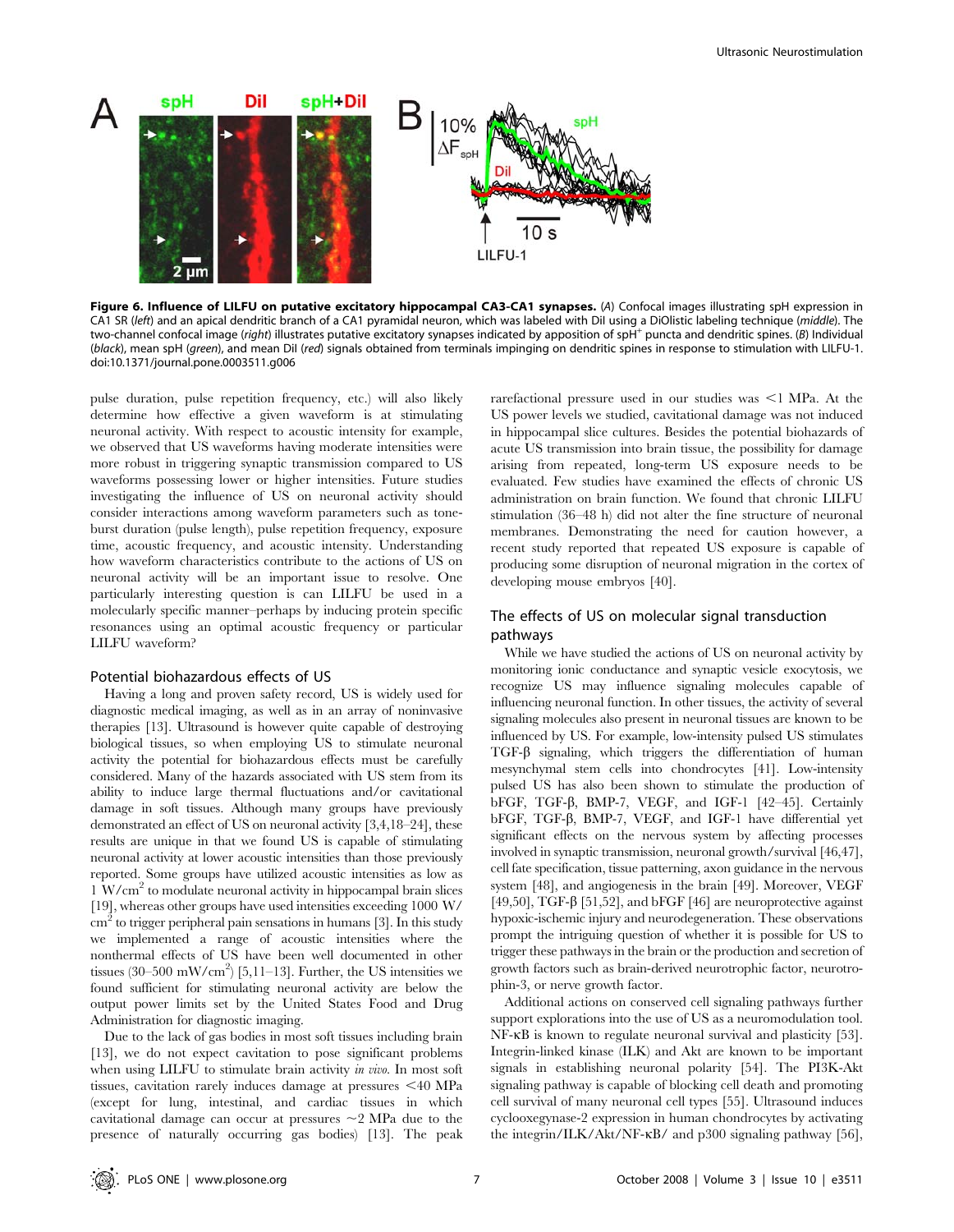**Figure 6. Influence of LILFU on putative excitatory hippocampal CA3-CA1 synapses.** (*A*) Confocal images illustrating spH expression in CA1 SR (*left*) and an apical dendritic branch of a CA1 pyramidal neuron, which was labeled with DiI using a DiOlistic labeling technique (*middle*). The two-channel confocal image (*right*) illustrates putative excitatory synapses indicated by apposition of $spH^+$ puncta and dendritic spines. (*B*) Individual (*black*), mean spH (*green*), and mean DiI (*red*) signals obtained from terminals impinging on dendritic spines in response to stimulation with LILFU-1.
doi:10.1371/journal.pone.0003511.g006

pulse duration, pulse repetition frequency, etc.) will also likely determine how effective a given waveform is at stimulating neuronal activity. With respect to acoustic intensity for example, we observed that US waveforms having moderate intensities were more robust in triggering synaptic transmission compared to US waveforms possessing lower or higher intensities. Future studies investigating the influence of US on neuronal activity should consider interactions among waveform parameters such as tone-burst duration (pulse length), pulse repetition frequency, exposure time, acoustic frequency, and acoustic intensity. Understanding how waveform characteristics contribute to the actions of US on neuronal activity will be an important issue to resolve. One particularly interesting question is can LILFU be used in a molecularly specific manner–perhaps by inducing protein specific resonances using an optimal acoustic frequency or particular LILFU waveform?

### Potential biohazardous effects of US

Having a long and proven safety record, US is widely used for diagnostic medical imaging, as well as in an array of noninvasive therapies [13]. Ultrasound is however quite capable of destroying biological tissues, so when employing US to stimulate neuronal activity the potential for biohazardous effects must be carefully considered. Many of the hazards associated with US stem from its ability to induce large thermal fluctuations and/or cavitational damage in soft tissues. Although many groups have previously demonstrated an effect of US on neuronal activity [3,4,18–24], these results are unique in that we found US is capable of stimulating neuronal activity at lower acoustic intensities than those previously reported. Some groups have utilized acoustic intensities as low as 1 $W/cm^2$ to modulate neuronal activity in hippocampal brain slices [19], whereas other groups have used intensities exceeding 1000 $W/cm^2$ to trigger peripheral pain sensations in humans [3]. In this study we implemented a range of acoustic intensities where the nonthermal effects of US have been well documented in other tissues (30–500 $mW/cm^2$) [5,11–13]. Further, the US intensities we found sufficient for stimulating neuronal activity are below the output power limits set by the United States Food and Drug Administration for diagnostic imaging.

Due to the lack of gas bodies in most soft tissues including brain [13], we do not expect cavitation to pose significant problems when using LILFU to stimulate brain activity *in vivo*. In most soft tissues, cavitation rarely induces damage at pressures <40 MPa (except for lung, intestinal, and cardiac tissues in which cavitational damage can occur at pressures ~2 MPa due to the presence of naturally occurring gas bodies) [13]. The peak rarefactional pressure used in our studies was <1 MPa. At the US power levels we studied, cavitational damage was not induced in hippocampal slice cultures. Besides the potential biohazards of acute US transmission into brain tissue, the possibility for damage arising from repeated, long-term US exposure needs to be evaluated. Few studies have examined the effects of chronic US administration on brain function. We found that chronic LILFU stimulation (36–48 h) did not alter the fine structure of neuronal membranes. Demonstrating the need for caution however, a recent study reported that repeated US exposure is capable of producing some disruption of neuronal migration in the cortex of developing mouse embryos [40].

### The effects of US on molecular signal transduction pathways

While we have studied the actions of US on neuronal activity by monitoring ionic conductance and synaptic vesicle exocytosis, we recognize US may influence signaling molecules capable of influencing neuronal function. In other tissues, the activity of several signaling molecules also present in neuronal tissues are known to be influenced by US. For example, low-intensity pulsed US stimulates TGF-β signaling, which triggers the differentiation of human mesynchymal stem cells into chondrocytes [41]. Low-intensity pulsed US has also been shown to stimulate the production of bFGF, TGF-β, BMP-7, VEGF, and IGF-1 [42–45]. Certainly bFGF, TGF-β, BMP-7, VEGF, and IGF-1 have differential yet significant effects on the nervous system by affecting processes involved in synaptic transmission, neuronal growth/survival [46,47], cell fate specification, tissue patterning, axon guidance in the nervous system [48], and angiogenesis in the brain [49]. Moreover, VEGF [49,50], TGF-β [51,52], and bFGF [46] are neuroprotective against hypoxic-ischemic injury and neurodegeneration. These observations prompt the intriguing question of whether it is possible for US to trigger these pathways in the brain or the production and secretion of growth factors such as brain-derived neurotrophic factor, neurotrophin-3, or nerve growth factor.

Additional actions on conserved cell signaling pathways further support explorations into the use of US as a neuromodulation tool. NF-κB is known to regulate neuronal survival and plasticity [53]. Integrin-linked kinase (ILK) and Akt are known to be important signals in establishing neuronal polarity [54]. The PI3K-Akt signaling pathway is capable of blocking cell death and promoting cell survival of many neuronal cell types [55]. Ultrasound induces cyclooxegynase-2 expression in human chondrocytes by activating the integrin/ILK/Akt/NF-κB/ and p300 signaling pathway [56],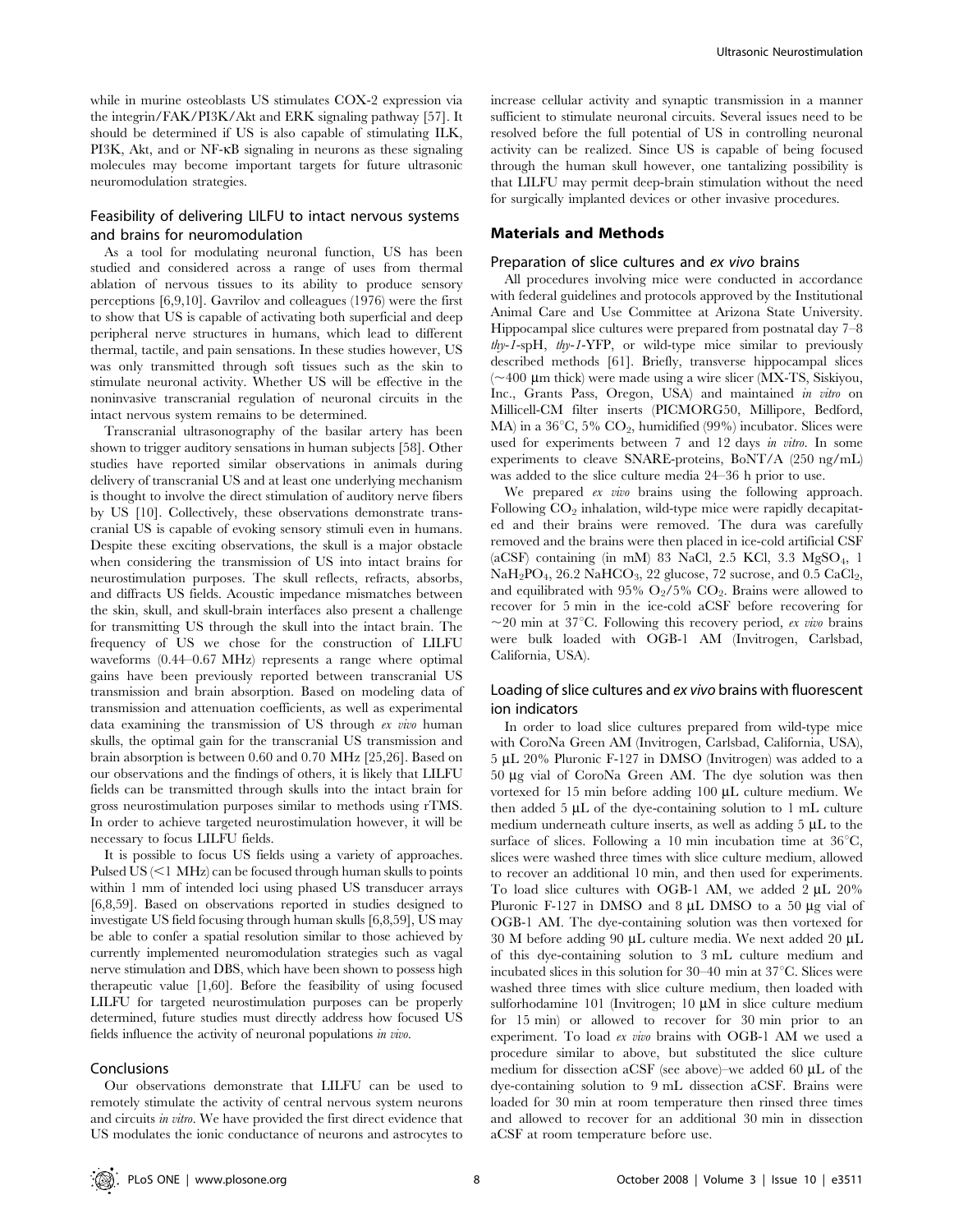while in murine osteoblasts US stimulates COX-2 expression via the integrin/FAK/PI3K/Akt and ERK signaling pathway [57]. It should be determined if US is also capable of stimulating ILK, PI3K, Akt, and or NF-κB signaling in neurons as these signaling molecules may become important targets for future ultrasonic neuromodulation strategies.

### Feasibility of delivering LILFU to intact nervous systems and brains for neuromodulation

As a tool for modulating neuronal function, US has been studied and considered across a range of uses from thermal ablation of nervous tissues to its ability to produce sensory perceptions [6,9,10]. Gavrilov and colleagues (1976) were the first to show that US is capable of activating both superficial and deep peripheral nerve structures in humans, which lead to different thermal, tactile, and pain sensations. In these studies however, US was only transmitted through soft tissues such as the skin to stimulate neuronal activity. Whether US will be effective in the noninvasive transcranial regulation of neuronal circuits in the intact nervous system remains to be determined.

Transcranial ultrasonography of the basilar artery has been shown to trigger auditory sensations in human subjects [58]. Other studies have reported similar observations in animals during delivery of transcranial US and at least one underlying mechanism is thought to involve the direct stimulation of auditory nerve fibers by US [10]. Collectively, these observations demonstrate transcranial US is capable of evoking sensory stimuli even in humans. Despite these exciting observations, the skull is a major obstacle when considering the transmission of US into intact brains for neurostimulation purposes. The skull reflects, refracts, absorbs, and diffracts US fields. Acoustic impedance mismatches between the skin, skull, and skull-brain interfaces also present a challenge for transmitting US through the skull into the intact brain. The frequency of US we chose for the construction of LILFU waveforms (0.44–0.67 MHz) represents a range where optimal gains have been previously reported between transcranial US transmission and brain absorption. Based on modeling data of transmission and attenuation coefficients, as well as experimental data examining the transmission of US through *ex vivo* human skulls, the optimal gain for the transcranial US transmission and brain absorption is between 0.60 and 0.70 MHz [25,26]. Based on our observations and the findings of others, it is likely that LILFU fields can be transmitted through skulls into the intact brain for gross neurostimulation purposes similar to methods using rTMS. In order to achieve targeted neurostimulation however, it will be necessary to focus LILFU fields.

It is possible to focus US fields using a variety of approaches. Pulsed US (<1 MHz) can be focused through human skulls to points within 1 mm of intended loci using phased US transducer arrays [6,8,59]. Based on observations reported in studies designed to investigate US field focusing through human skulls [6,8,59], US may be able to confer a spatial resolution similar to those achieved by currently implemented neuromodulation strategies such as vagal nerve stimulation and DBS, which have been shown to possess high therapeutic value [1,60]. Before the feasibility of using focused LILFU for targeted neurostimulation purposes can be properly determined, future studies must directly address how focused US fields influence the activity of neuronal populations *in vivo*.

### Conclusions

Our observations demonstrate that LILFU can be used to remotely stimulate the activity of central nervous system neurons and circuits *in vitro*. We have provided the first direct evidence that US modulates the ionic conductance of neurons and astrocytes to increase cellular activity and synaptic transmission in a manner sufficient to stimulate neuronal circuits. Several issues need to be resolved before the full potential of US in controlling neuronal activity can be realized. Since US is capable of being focused through the human skull however, one tantalizing possibility is that LILFU may permit deep-brain stimulation without the need for surgically implanted devices or other invasive procedures.

## Materials and Methods

### Preparation of slice cultures and *ex vivo* brains

All procedures involving mice were conducted in accordance with federal guidelines and protocols approved by the Institutional Animal Care and Use Committee at Arizona State University. Hippocampal slice cultures were prepared from postnatal day 7–8 *thy-1*-spH, *thy-1*-YFP, or wild-type mice similar to previously described methods [61]. Briefly, transverse hippocampal slices (~400 μm thick) were made using a wire slicer (MX-TS, Siskiyou, Inc., Grants Pass, Oregon, USA) and maintained *in vitro* on Millicell-CM filter inserts (PICMORG50, Millipore, Bedford, MA) in a 36°C, 5% $CO_2$, humidified (99%) incubator. Slices were used for experiments between 7 and 12 days *in vitro*. In some experiments to cleave SNARE-proteins, BoNT/A (250 ng/mL) was added to the slice culture media 24–36 h prior to use.

We prepared *ex vivo* brains using the following approach. Following $CO_2$ inhalation, wild-type mice were rapidly decapitated and their brains were removed. The dura was carefully removed and the brains were then placed in ice-cold artificial CSF (aCSF) containing (in mM) 83 NaCl, 2.5 KCl, 3.3 $MgSO_4$, 1 $NaH_2PO_4$, 26.2 $NaHCO_3$, 22 glucose, 72 sucrose, and 0.5 $CaCl_2$, and equilibrated with 95% $O_2$/5% $CO_2$. Brains were allowed to recover for 5 min in the ice-cold aCSF before recovering for ~20 min at 37°C. Following this recovery period, *ex vivo* brains were bulk loaded with OGB-1 AM (Invitrogen, Carlsbad, California, USA).

### Loading of slice cultures and *ex vivo* brains with fluorescent ion indicators

In order to load slice cultures prepared from wild-type mice with CoroNa Green AM (Invitrogen, Carlsbad, California, USA), 5 μL 20% Pluronic F-127 in DMSO (Invitrogen) was added to a 50 μg vial of CoroNa Green AM. The dye solution was then vortexed for 15 min before adding 100 μL culture medium. We then added 5 μL of the dye-containing solution to 1 mL culture medium underneath culture inserts, as well as adding 5 μL to the surface of slices. Following a 10 min incubation time at 36°C, slices were washed three times with slice culture medium, allowed to recover an additional 10 min, and then used for experiments. To load slice cultures with OGB-1 AM, we added 2 μL 20% Pluronic F-127 in DMSO and 8 μL DMSO to a 50 μg vial of OGB-1 AM. The dye-containing solution was then vortexed for 30 M before adding 90 μL culture media. We next added 20 μL of this dye-containing solution to 3 mL culture medium and incubated slices in this solution for 30–40 min at 37°C. Slices were washed three times with slice culture medium, then loaded with sulforhodamine 101 (Invitrogen; 10 μM in slice culture medium for 15 min) or allowed to recover for 30 min prior to an experiment. To load *ex vivo* brains with OGB-1 AM we used a procedure similar to above, but substituted the slice culture medium for dissection aCSF (see above)–we added 60 μL of the dye-containing solution to 9 mL dissection aCSF. Brains were loaded for 30 min at room temperature then rinsed three times and allowed to recover for an additional 30 min in dissection aCSF at room temperature before use.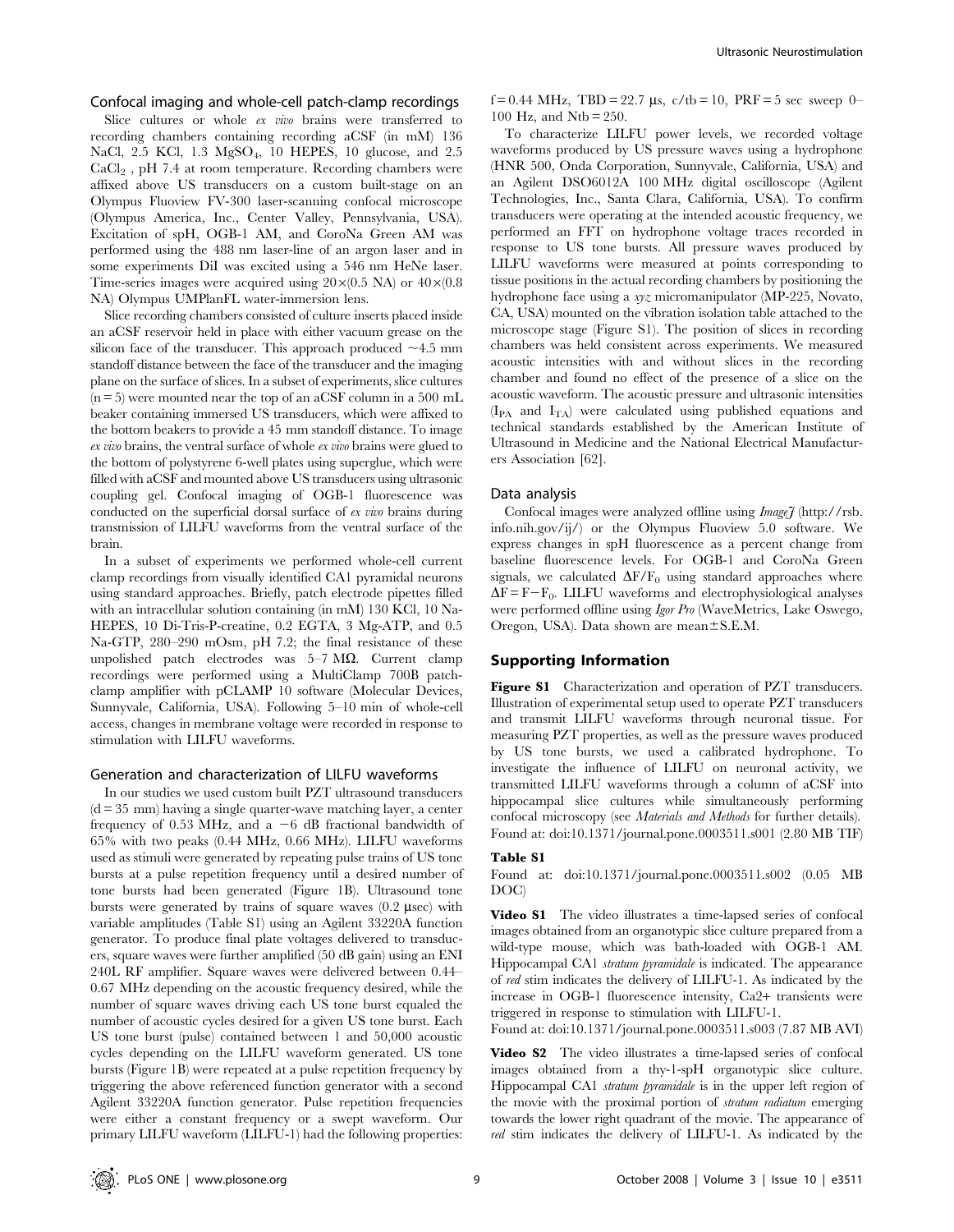### Confocal imaging and whole-cell patch-clamp recordings

Slice cultures or whole *ex vivo* brains were transferred to recording chambers containing recording aCSF (in mM) 136 NaCl, 2.5 KCl, 1.3 $MgSO_4$, 10 HEPES, 10 glucose, and 2.5 $CaCl_2$ , pH 7.4 at room temperature. Recording chambers were affixed above US transducers on a custom built-stage on an Olympus Fluoview FV-300 laser-scanning confocal microscope (Olympus America, Inc., Center Valley, Pennsylvania, USA). Excitation of spH, OGB-1 AM, and CoroNa Green AM was performed using the 488 nm laser-line of an argon laser and in some experiments DiI was excited using a 546 nm HeNe laser. Time-series images were acquired using 20×(0.5 NA) or 40×(0.8 NA) Olympus UMPlanFL water-immersion lens.

Slice recording chambers consisted of culture inserts placed inside an aCSF reservoir held in place with either vacuum grease on the silicon face of the transducer. This approach produced ~4.5 mm standoff distance between the face of the transducer and the imaging plane on the surface of slices. In a subset of experiments, slice cultures (n = 5) were mounted near the top of an aCSF column in a 500 mL beaker containing immersed US transducers, which were affixed to the bottom beakers to provide a 45 mm standoff distance. To image *ex vivo* brains, the ventral surface of whole *ex vivo* brains were glued to the bottom of polystyrene 6-well plates using superglue, which were filled with aCSF and mounted above US transducers using ultrasonic coupling gel. Confocal imaging of OGB-1 fluorescence was conducted on the superficial dorsal surface of *ex vivo* brains during transmission of LILFU waveforms from the ventral surface of the brain.

In a subset of experiments we performed whole-cell current clamp recordings from visually identified CA1 pyramidal neurons using standard approaches. Briefly, patch electrode pipettes filled with an intracellular solution containing (in mM) 130 KCl, 10 Na-HEPES, 10 Di-Tris-P-creatine, 0.2 EGTA, 3 Mg-ATP, and 0.5 Na-GTP, 280–290 mOsm, pH 7.2; the final resistance of these unpolished patch electrodes was 5–7 MΩ. Current clamp recordings were performed using a MultiClamp 700B patch-clamp amplifier with pCLAMP 10 software (Molecular Devices, Sunnyvale, California, USA). Following 5–10 min of whole-cell access, changes in membrane voltage were recorded in response to stimulation with LILFU waveforms.

### Generation and characterization of LILFU waveforms

In our studies we used custom built PZT ultrasound transducers (d = 35 mm) having a single quarter-wave matching layer, a center frequency of 0.53 MHz, and a −6 dB fractional bandwidth of 65% with two peaks (0.44 MHz, 0.66 MHz). LILFU waveforms used as stimuli were generated by repeating pulse trains of US tone bursts at a pulse repetition frequency until a desired number of tone bursts had been generated (Figure 1B). Ultrasound tone bursts were generated by trains of square waves (0.2 µsec) with variable amplitudes (Table S1) using an Agilent 33220A function generator. To produce final plate voltages delivered to transducers, square waves were further amplified (50 dB gain) using an ENI 240L RF amplifier. Square waves were delivered between 0.44–0.67 MHz depending on the acoustic frequency desired, while the number of square waves driving each US tone burst equaled the number of acoustic cycles desired for a given US tone burst. Each US tone burst (pulse) contained between 1 and 50,000 acoustic cycles depending on the LILFU waveform generated. US tone bursts (Figure 1B) were repeated at a pulse repetition frequency by triggering the above referenced function generator with a second Agilent 33220A function generator. Pulse repetition frequencies were either a constant frequency or a swept waveform. Our primary LILFU waveform (LILFU-1) had the following properties: f = 0.44 MHz, TBD = 22.7 µs, c/tb = 10, PRF = 5 sec sweep 0–100 Hz, and Ntb = 250.

To characterize LILFU power levels, we recorded voltage waveforms produced by US pressure waves using a hydrophone (HNR 500, Onda Corporation, Sunnyvale, California, USA) and an Agilent DSO6012A 100 MHz digital oscilloscope (Agilent Technologies, Inc., Santa Clara, California, USA). To confirm transducers were operating at the intended acoustic frequency, we performed an FFT on hydrophone voltage traces recorded in response to US tone bursts. All pressure waves produced by LILFU waveforms were measured at points corresponding to tissue positions in the actual recording chambers by positioning the hydrophone face using a *xyz* micromanipulator (MP-225, Novato, CA, USA) mounted on the vibration isolation table attached to the microscope stage (Figure S1). The position of slices in recording chambers was held consistent across experiments. We measured acoustic intensities with and without slices in the recording chamber and found no effect of the presence of a slice on the acoustic waveform. The acoustic pressure and ultrasonic intensities ($I_{PA}$ and $I_{TA}$) were calculated using published equations and technical standards established by the American Institute of Ultrasound in Medicine and the National Electrical Manufacturers Association [62].

### Data analysis

Confocal images were analyzed offline using *ImageJ* (http://rsb.info.nih.gov/ij/) or the Olympus Fluoview 5.0 software. We express changes in spH fluorescence as a percent change from baseline fluorescence levels. For OGB-1 and CoroNa Green signals, we calculated $\Delta F/F_0$ using standard approaches where $\Delta F = F - F_0$. LILFU waveforms and electrophysiological analyses were performed offline using *Igor Pro* (WaveMetrics, Lake Oswego, Oregon, USA). Data shown are mean±S.E.M.

## Supporting Information

**Figure S1** Characterization and operation of PZT transducers. Illustration of experimental setup used to operate PZT transducers and transmit LILFU waveforms through neuronal tissue. For measuring PZT properties, as well as the pressure waves produced by US tone bursts, we used a calibrated hydrophone. To investigate the influence of LILFU on neuronal activity, we transmitted LILFU waveforms through a column of aCSF into hippocampal slice cultures while simultaneously performing confocal microscopy (see *Materials and Methods* for further details).
Found at: doi:10.1371/journal.pone.0003511.s001 (2.80 MB TIF)

**Table S1**

Found at: doi:10.1371/journal.pone.0003511.s002 (0.05 MB DOC)

**Video S1** The video illustrates a time-lapsed series of confocal images obtained from an organotypic slice culture prepared from a wild-type mouse, which was bath-loaded with OGB-1 AM. Hippocampal CA1 *stratum pyramidale* is indicated. The appearance of *red* stim indicates the delivery of LILFU-1. As indicated by the increase in OGB-1 fluorescence intensity, Ca2+ transients were triggered in response to stimulation with LILFU-1.
Found at: doi:10.1371/journal.pone.0003511.s003 (7.87 MB AVI)

**Video S2** The video illustrates a time-lapsed series of confocal images obtained from a thy-1-spH organotypic slice culture. Hippocampal CA1 *stratum pyramidale* is in the upper left region of the movie with the proximal portion of *stratum radiatum* emerging towards the lower right quadrant of the movie. The appearance of *red* stim indicates the delivery of LILFU-1. As indicated by the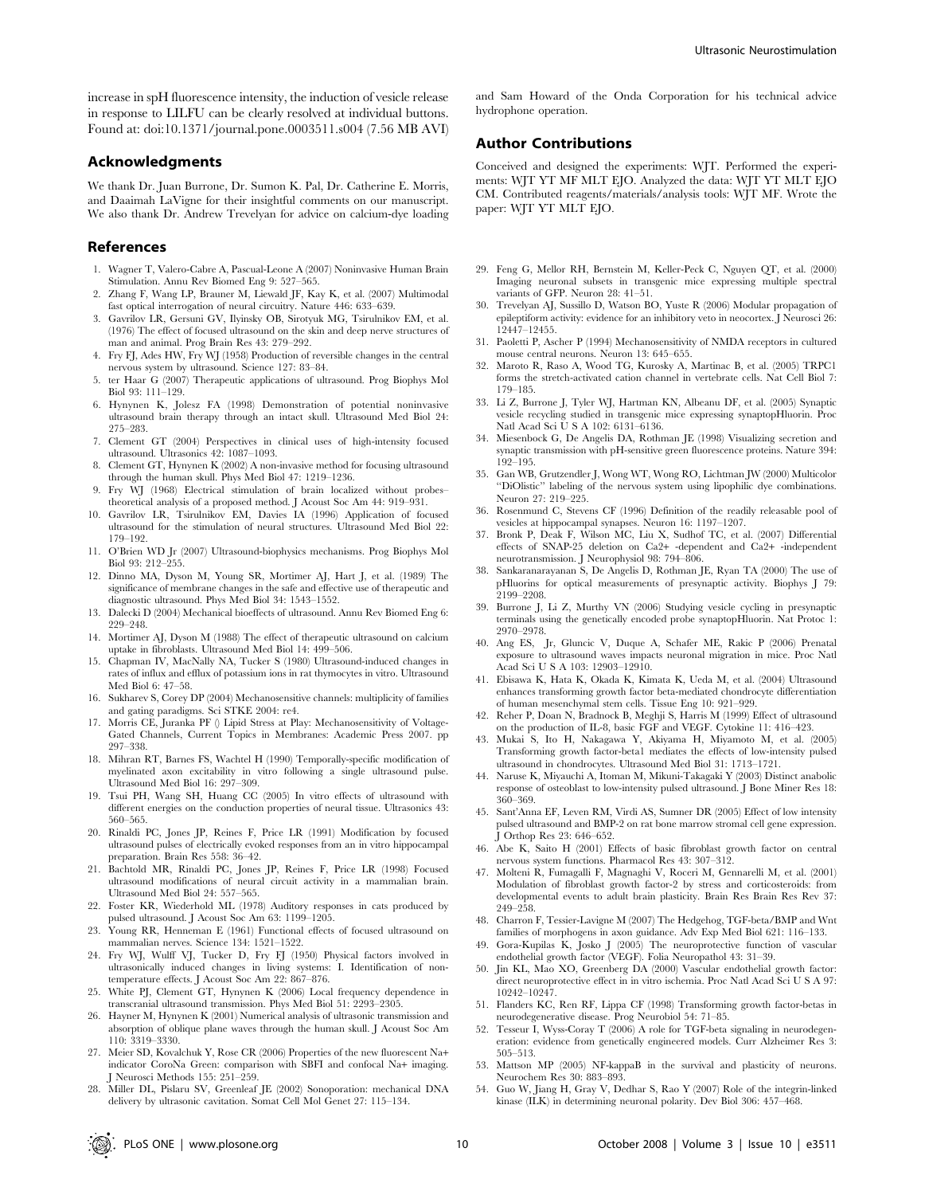increase in spH fluorescence intensity, the induction of vesicle release in response to LILFU can be clearly resolved at individual buttons. Found at: doi:10.1371/journal.pone.0003511.s004 (7.56 MB AVI)

## Acknowledgments

We thank Dr. Juan Burrone, Dr. Sumon K. Pal, Dr. Catherine E. Morris, and Daaimah LaVigne for their insightful comments on our manuscript. We also thank Dr. Andrew Trevelyan for advice on calcium-dye loading and Sam Howard of the Onda Corporation for his technical advice hydrophone operation.

## Author Contributions

Conceived and designed the experiments: WJT. Performed the experiments: WJT YT MF MLT EJO. Analyzed the data: WJT YT MLT EJO CM. Contributed reagents/materials/analysis tools: WJT MF. Wrote the paper: WJT YT MLT EJO.

## References

1. Wagner T, Valero-Cabre A, Pascual-Leone A (2007) Noninvasive Human Brain Stimulation. Annu Rev Biomed Eng 9: 527–565.
2. Zhang F, Wang LP, Brauner M, Liewald JF, Kay K, et al. (2007) Multimodal fast optical interrogation of neural circuitry. Nature 446: 633–639.
3. Gavrilov LR, Gersuni GV, Ilyinsky OB, Sirotyuk MG, Tsirulnikov EM, et al. (1976) The effect of focused ultrasound on the skin and deep nerve structures of man and animal. Prog Brain Res 43: 279–292.
4. Fry FJ, Ades HW, Fry WJ (1958) Production of reversible changes in the central nervous system by ultrasound. Science 127: 83–84.
5. ter Haar G (2007) Therapeutic applications of ultrasound. Prog Biophys Mol Biol 93: 111–129.
6. Hynynen K, Jolesz FA (1998) Demonstration of potential noninvasive ultrasound brain therapy through an intact skull. Ultrasound Med Biol 24: 275–283.
7. Clement GT (2004) Perspectives in clinical uses of high-intensity focused ultrasound. Ultrasonics 42: 1087–1093.
8. Clement GT, Hynynen K (2002) A non-invasive method for focusing ultrasound through the human skull. Phys Med Biol 47: 1219–1236.
9. Fry WJ (1968) Electrical stimulation of brain localized without probes–theoretical analysis of a proposed method. J Acoust Soc Am 44: 919–931.
10. Gavrilov LR, Tsirulnikov EM, Davies IA (1996) Application of focused ultrasound for the stimulation of neural structures. Ultrasound Med Biol 22: 179–192.
11. O'Brien WD Jr (2007) Ultrasound-biophysics mechanisms. Prog Biophys Mol Biol 93: 212–255.
12. Dinno MA, Dyson M, Young SR, Mortimer AJ, Hart J, et al. (1989) The significance of membrane changes in the safe and effective use of therapeutic and diagnostic ultrasound. Phys Med Biol 34: 1543–1552.
13. Dalecki D (2004) Mechanical bioeffects of ultrasound. Annu Rev Biomed Eng 6: 229–248.
14. Mortimer AJ, Dyson M (1988) The effect of therapeutic ultrasound on calcium uptake in fibroblasts. Ultrasound Med Biol 14: 499–506.
15. Chapman IV, MacNally NA, Tucker S (1980) Ultrasound-induced changes in rates of influx and efflux of potassium ions in rat thymocytes in vitro. Ultrasound Med Biol 6: 47–58.
16. Sukharev S, Corey DP (2004) Mechanosensitive channels: multiplicity of families and gating paradigms. Sci STKE 2004: re4.
17. Morris CE, Juranka PF () Lipid Stress at Play: Mechanosensitivity of Voltage-Gated Channels, Current Topics in Membranes: Academic Press 2007. pp 297–338.
18. Mihran RT, Barnes FS, Wachtel H (1990) Temporally-specific modification of myelinated axon excitability in vitro following a single ultrasound pulse. Ultrasound Med Biol 16: 297–309.
19. Tsui PH, Wang SH, Huang CC (2005) In vitro effects of ultrasound with different energies on the conduction properties of neural tissue. Ultrasonics 43: 560–565.
20. Rinaldi PC, Jones JP, Reines F, Price LR (1991) Modification by focused ultrasound pulses of electrically evoked responses from an in vitro hippocampal preparation. Brain Res 558: 36–42.
21. Bachtold MR, Rinaldi PC, Jones JP, Reines F, Price LR (1998) Focused ultrasound modifications of neural circuit activity in a mammalian brain. Ultrasound Med Biol 24: 557–565.
22. Foster KR, Wiederhold ML (1978) Auditory responses in cats produced by pulsed ultrasound. J Acoust Soc Am 63: 1199–1205.
23. Young RR, Henneman E (1961) Functional effects of focused ultrasound on mammalian nerves. Science 134: 1521–1522.
24. Fry WJ, Wulff VJ, Tucker D, Fry FJ (1950) Physical factors involved in ultrasonically induced changes in living systems: I. Identification of non-temperature effects. J Acoust Soc Am 22: 867–876.
25. White PJ, Clement GT, Hynynen K (2006) Local frequency dependence in transcranial ultrasound transmission. Phys Med Biol 51: 2293–2305.
26. Hayner M, Hynynen K (2001) Numerical analysis of ultrasonic transmission and absorption of oblique plane waves through the human skull. J Acoust Soc Am 110: 3319–3330.
27. Meier SD, Kovalchuk Y, Rose CR (2006) Properties of the new fluorescent Na+ indicator CoroNa Green: comparison with SBFI and confocal Na+ imaging. J Neurosci Methods 155: 251–259.
28. Miller DL, Pislaru SV, Greenleaf JE (2002) Sonoporation: mechanical DNA delivery by ultrasonic cavitation. Somat Cell Mol Genet 27: 115–134.
29. Feng G, Mellor RH, Bernstein M, Keller-Peck C, Nguyen QT, et al. (2000) Imaging neuronal subsets in transgenic mice expressing multiple spectral variants of GFP. Neuron 28: 41–51.
30. Trevelyan AJ, Sussillo D, Watson BO, Yuste R (2006) Modular propagation of epileptiform activity: evidence for an inhibitory veto in neocortex. J Neurosci 26: 12447–12455.
31. Paoletti P, Ascher P (1994) Mechanosensitivity of NMDA receptors in cultured mouse central neurons. Neuron 13: 645–655.
32. Maroto R, Raso A, Wood TG, Kurosky A, Martinac B, et al. (2005) TRPC1 forms the stretch-activated cation channel in vertebrate cells. Nat Cell Biol 7: 179–185.
33. Li Z, Burrone J, Tyler WJ, Hartman KN, Albeanu DF, et al. (2005) Synaptic vesicle recycling studied in transgenic mice expressing synaptopHluorin. Proc Natl Acad Sci U S A 102: 6131–6136.
34. Miesenbock G, De Angelis DA, Rothman JE (1998) Visualizing secretion and synaptic transmission with pH-sensitive green fluorescent proteins. Nature 394: 192–195.
35. Gan WB, Grutzendler J, Wong WT, Wong RO, Lichtman JW (2000) Multicolor "DiOlistic" labeling of the nervous system using lipophilic dye combinations. Neuron 27: 219–225.
36. Rosenmund C, Stevens CF (1996) Definition of the readily releasable pool of vesicles at hippocampal synapses. Neuron 16: 1197–1207.
37. Bronk P, Deak F, Wilson MC, Liu X, Sudhof TC, et al. (2007) Differential effects of SNAP-25 deletion on Ca2+ -dependent and Ca2+ -independent neurotransmission. J Neurophysiol 98: 794–806.
38. Sankaranarayanan S, De Angelis D, Rothman JE, Ryan TA (2000) The use of pHluorins for optical measurements of presynaptic activity. Biophys J 79: 2199–2208.
39. Burrone J, Li Z, Murthy VN (2006) Studying vesicle cycling in presynaptic terminals using the genetically encoded probe synaptopHluorin. Nat Protoc 1: 2970–2978.
40. Ang ES, Jr, Gluncic V, Duque A, Schafer ME, Rakic P (2006) Prenatal exposure to ultrasound waves impacts neuronal migration in mice. Proc Natl Acad Sci U S A 103: 12903–12910.
41. Ebisawa K, Hata K, Okada K, Kimata K, Ueda M, et al. (2004) Ultrasound enhances transforming growth factor beta-mediated chondrocyte differentiation of human mesenchymal stem cells. Tissue Eng 10: 921–929.
42. Reher P, Doan N, Bradnock B, Meghji S, Harris M (1999) Effect of ultrasound on the production of IL-8, basic FGF and VEGF. Cytokine 11: 416–423.
43. Mukai S, Ito H, Nakagawa Y, Akiyama H, Miyamoto M, et al. (2005) Transforming growth factor-beta1 mediates the effects of low-intensity pulsed ultrasound in chondrocytes. Ultrasound Med Biol 31: 1713–1721.
44. Naruse K, Miyauchi A, Itoman M, Mikuni-Takagaki Y (2003) Distinct anabolic response of osteoblast to low-intensity pulsed ultrasound. J Bone Miner Res 18: 360–369.
45. Sant'Anna EF, Leven RM, Virdi AS, Sumner DR (2005) Effect of low intensity pulsed ultrasound and BMP-2 on rat bone marrow stromal cell gene expression. J Orthop Res 23: 646–652.
46. Abe K, Saito H (2001) Effects of basic fibroblast growth factor on central nervous system functions. Pharmacol Res 43: 307–312.
47. Molteni R, Fumagalli F, Magnaghi V, Roceri M, Gennarelli M, et al. (2001) Modulation of fibroblast growth factor-2 by stress and corticosteroids: from developmental events to adult brain plasticity. Brain Res Brain Res Rev 37: 249–258.
48. Charron F, Tessier-Lavigne M (2007) The Hedgehog, TGF-beta/BMP and Wnt families of morphogens in axon guidance. Adv Exp Med Biol 621: 116–133.
49. Gora-Kupilas K, Josko J (2005) The neuroprotective function of vascular endothelial growth factor (VEGF). Folia Neuropathol 43: 31–39.
50. Jin KL, Mao XO, Greenberg DA (2000) Vascular endothelial growth factor: direct neuroprotective effect in in vitro ischemia. Proc Natl Acad Sci U S A 97: 10242–10247.
51. Flanders KC, Ren RF, Lippa CF (1998) Transforming growth factor-betas in neurodegenerative disease. Prog Neurobiol 54: 71–85.
52. Tesseur I, Wyss-Coray T (2006) A role for TGF-beta signaling in neurodegeneration: evidence from genetically engineered models. Curr Alzheimer Res 3: 505–513.
53. Mattson MP (2005) NF-kappaB in the survival and plasticity of neurons. Neurochem Res 30: 883–893.
54. Guo W, Jiang H, Gray V, Dedhar S, Rao Y (2007) Role of the integrin-linked kinase (ILK) in determining neuronal polarity. Dev Biol 306: 457–468.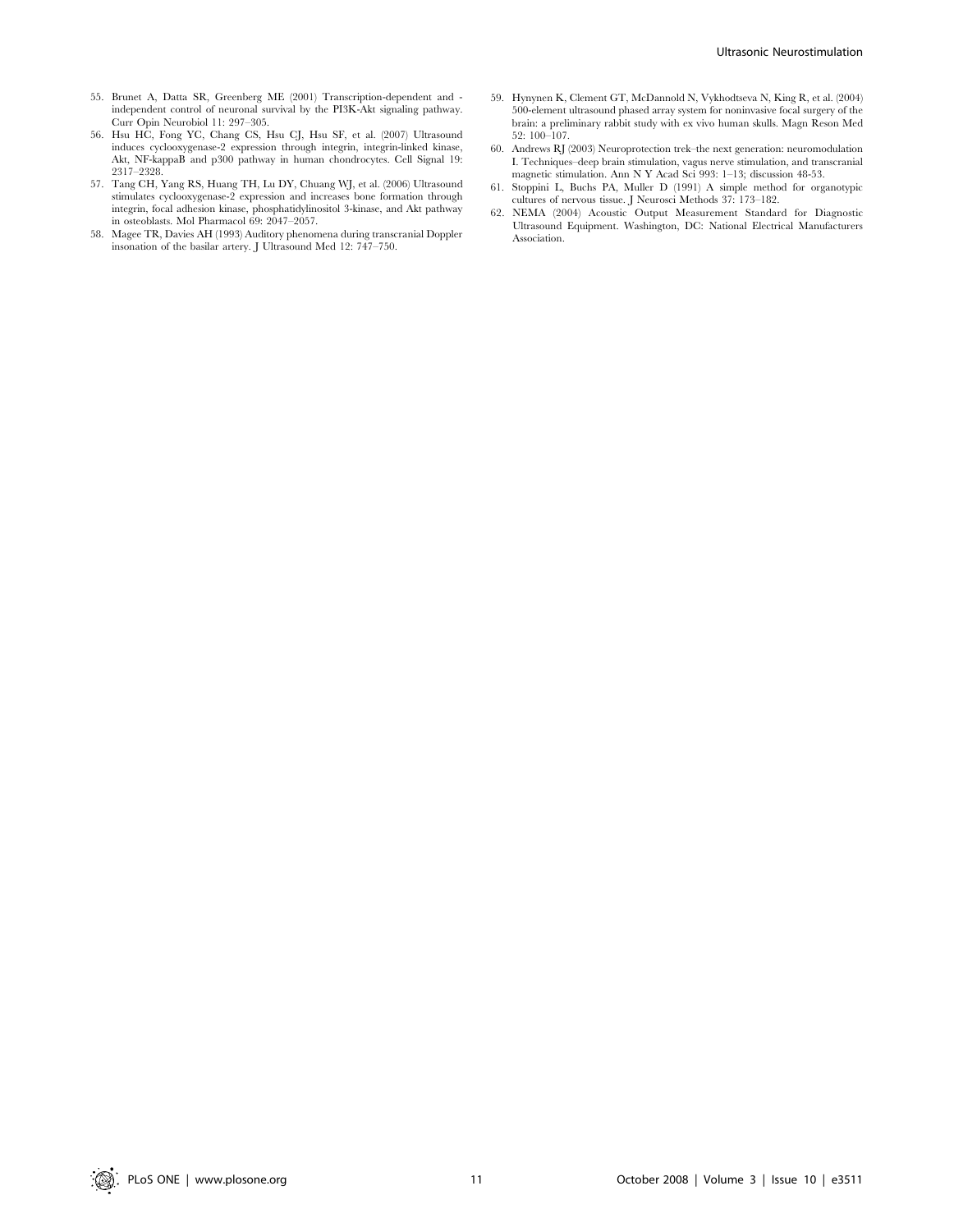55. Brunet A, Datta SR, Greenberg ME (2001) Transcription-dependent and -independent control of neuronal survival by the PI3K-Akt signaling pathway. Curr Opin Neurobiol 11: 297–305.
56. Hsu HC, Fong YC, Chang CS, Hsu CJ, Hsu SF, et al. (2007) Ultrasound induces cyclooxygenase-2 expression through integrin, integrin-linked kinase, Akt, NF-kappaB and p300 pathway in human chondrocytes. Cell Signal 19: 2317–2328.
57. Tang CH, Yang RS, Huang TH, Lu DY, Chuang WJ, et al. (2006) Ultrasound stimulates cyclooxygenase-2 expression and increases bone formation through integrin, focal adhesion kinase, phosphatidylinositol 3-kinase, and Akt pathway in osteoblasts. Mol Pharmacol 69: 2047–2057.
58. Magee TR, Davies AH (1993) Auditory phenomena during transcranial Doppler insonation of the basilar artery. J Ultrasound Med 12: 747–750.
59. Hynynen K, Clement GT, McDannold N, Vykhodtseva N, King R, et al. (2004) 500-element ultrasound phased array system for noninvasive focal surgery of the brain: a preliminary rabbit study with ex vivo human skulls. Magn Reson Med 52: 100–107.
60. Andrews RJ (2003) Neuroprotection trek–the next generation: neuromodulation I. Techniques–deep brain stimulation, vagus nerve stimulation, and transcranial magnetic stimulation. Ann N Y Acad Sci 993: 1–13; discussion 48-53.
61. Stoppini L, Buchs PA, Muller D (1991) A simple method for organotypic cultures of nervous tissue. J Neurosci Methods 37: 173–182.
62. NEMA (2004) Acoustic Output Measurement Standard for Diagnostic Ultrasound Equipment. Washington, DC: National Electrical Manufacturers Association.